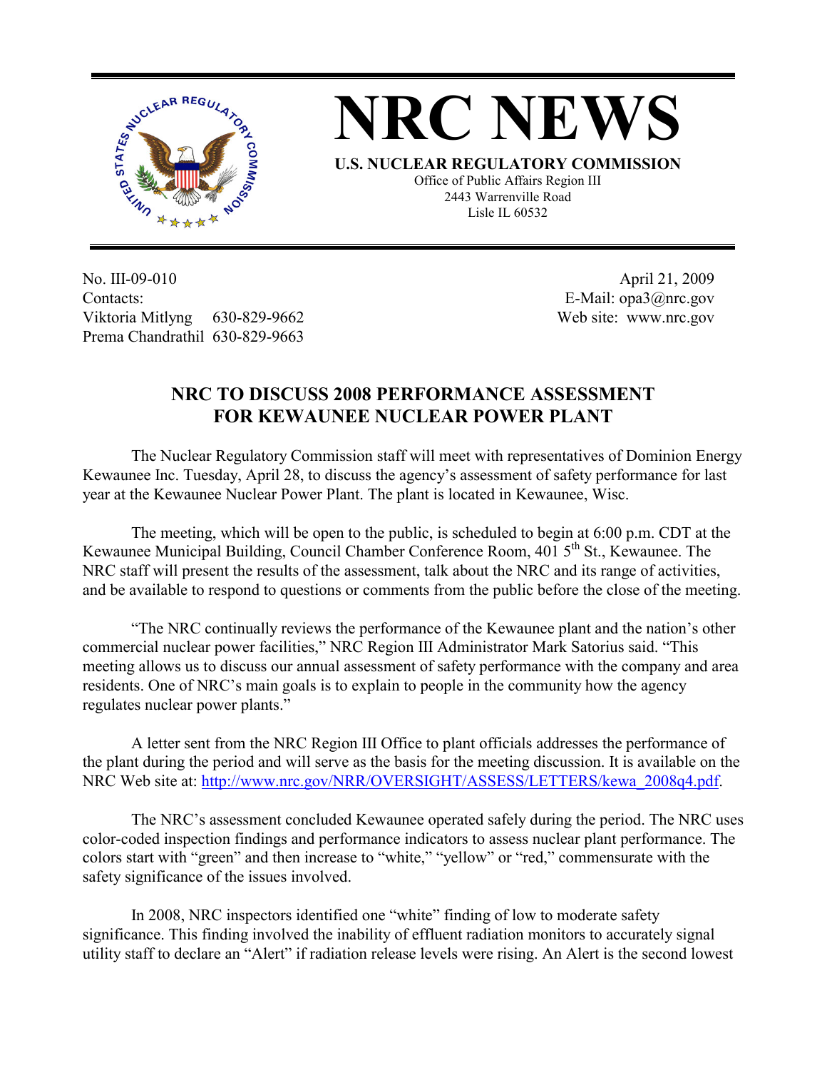# NRC NEWS

**U.S. NUCLEAR REGULATORY COMMISSION**
Office of Public Affairs Region III
2443 Warrenville Road
Lisle IL 60532

No. III-09-010
Contacts:
Viktoria Mitlyng 630-829-9662
Prema Chandrathil 630-829-9663

April 21, 2009
E-Mail: opa3@nrc.gov
Web site: www.nrc.gov

## NRC TO DISCUSS 2008 PERFORMANCE ASSESSMENT FOR KEWAUNEE NUCLEAR POWER PLANT

The Nuclear Regulatory Commission staff will meet with representatives of Dominion Energy Kewaunee Inc. Tuesday, April 28, to discuss the agency's assessment of safety performance for last year at the Kewaunee Nuclear Power Plant. The plant is located in Kewaunee, Wisc.

The meeting, which will be open to the public, is scheduled to begin at 6:00 p.m. CDT at the Kewaunee Municipal Building, Council Chamber Conference Room, 401 5th St., Kewaunee. The NRC staff will present the results of the assessment, talk about the NRC and its range of activities, and be available to respond to questions or comments from the public before the close of the meeting.

"The NRC continually reviews the performance of the Kewaunee plant and the nation's other commercial nuclear power facilities," NRC Region III Administrator Mark Satorius said. "This meeting allows us to discuss our annual assessment of safety performance with the company and area residents. One of NRC's main goals is to explain to people in the community how the agency regulates nuclear power plants."

A letter sent from the NRC Region III Office to plant officials addresses the performance of the plant during the period and will serve as the basis for the meeting discussion. It is available on the NRC Web site at: http://www.nrc.gov/NRR/OVERSIGHT/ASSESS/LETTERS/kewa_2008q4.pdf.

The NRC's assessment concluded Kewaunee operated safely during the period. The NRC uses color-coded inspection findings and performance indicators to assess nuclear plant performance. The colors start with "green" and then increase to "white," "yellow" or "red," commensurate with the safety significance of the issues involved.

In 2008, NRC inspectors identified one "white" finding of low to moderate safety significance. This finding involved the inability of effluent radiation monitors to accurately signal utility staff to declare an "Alert" if radiation release levels were rising. An Alert is the second lowest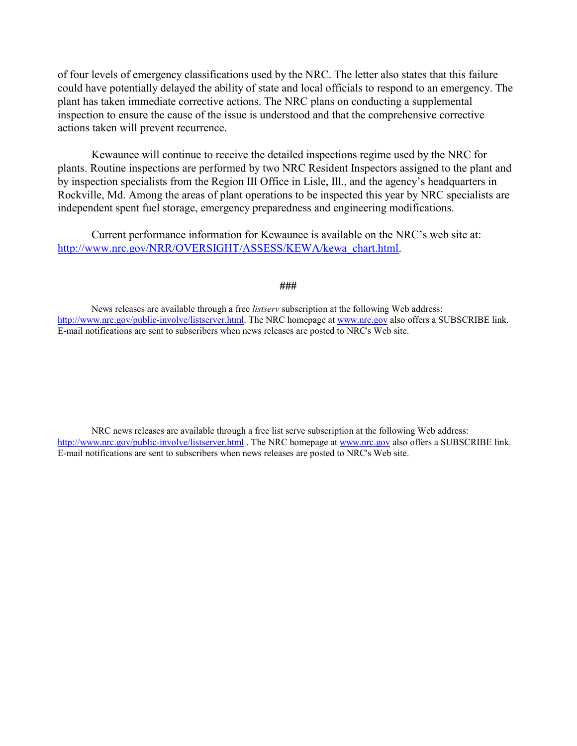of four levels of emergency classifications used by the NRC. The letter also states that this failure could have potentially delayed the ability of state and local officials to respond to an emergency. The plant has taken immediate corrective actions. The NRC plans on conducting a supplemental inspection to ensure the cause of the issue is understood and that the comprehensive corrective actions taken will prevent recurrence.

Kewaunee will continue to receive the detailed inspections regime used by the NRC for plants. Routine inspections are performed by two NRC Resident Inspectors assigned to the plant and by inspection specialists from the Region III Office in Lisle, Ill., and the agency's headquarters in Rockville, Md. Among the areas of plant operations to be inspected this year by NRC specialists are independent spent fuel storage, emergency preparedness and engineering modifications.

Current performance information for Kewaunee is available on the NRC's web site at: http://www.nrc.gov/NRR/OVERSIGHT/ASSESS/KEWA/kewa_chart.html.

###

News releases are available through a free *listserv* subscription at the following Web address: http://www.nrc.gov/public-involve/listserver.html. The NRC homepage at www.nrc.gov also offers a SUBSCRIBE link. E-mail notifications are sent to subscribers when news releases are posted to NRC's Web site.

NRC news releases are available through a free list serve subscription at the following Web address: http://www.nrc.gov/public-involve/listserver.html . The NRC homepage at www.nrc.gov also offers a SUBSCRIBE link. E-mail notifications are sent to subscribers when news releases are posted to NRC's Web site.